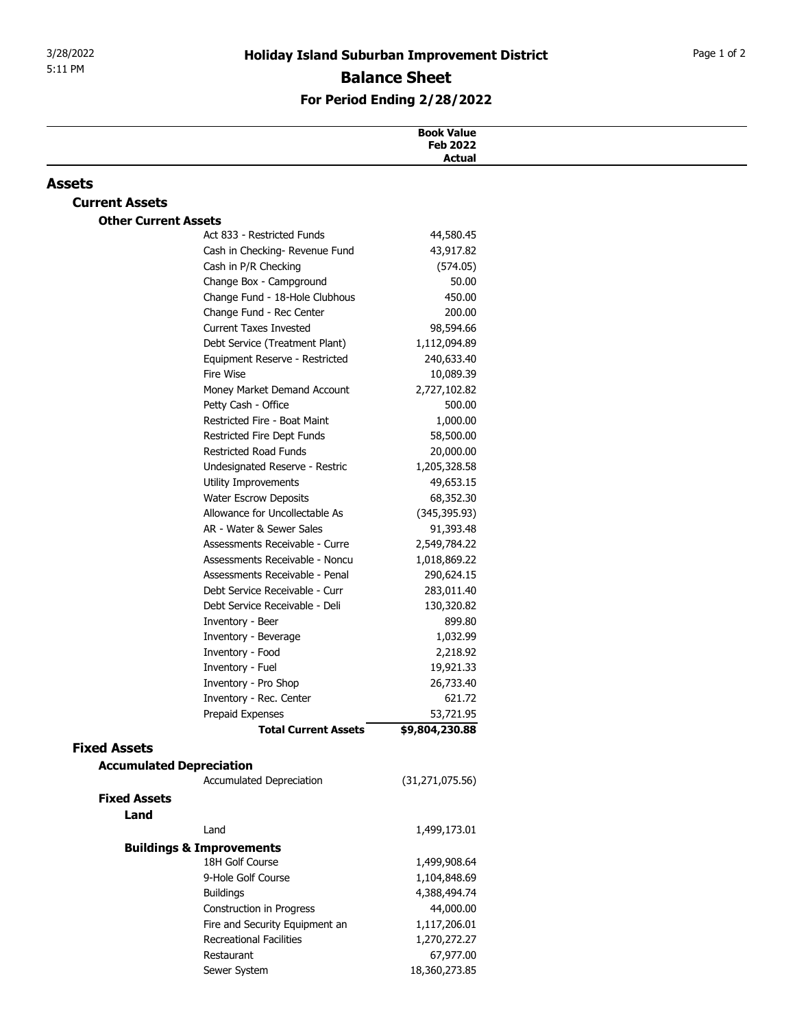# Holiday Island Suburban Improvement District

## Balance Sheet

### For Period Ending 2/28/2022

| | Book Value Feb 2022 Actual |
|---|---|
| **Assets** | |
| **Current Assets** | |
| **Other Current Assets** | |
| Act 833 - Restricted Funds | 44,580.45 |
| Cash in Checking- Revenue Fund | 43,917.82 |
| Cash in P/R Checking | (574.05) |
| Change Box - Campground | 50.00 |
| Change Fund - 18-Hole Clubhous | 450.00 |
| Change Fund - Rec Center | 200.00 |
| Current Taxes Invested | 98,594.66 |
| Debt Service (Treatment Plant) | 1,112,094.89 |
| Equipment Reserve - Restricted | 240,633.40 |
| Fire Wise | 10,089.39 |
| Money Market Demand Account | 2,727,102.82 |
| Petty Cash - Office | 500.00 |
| Restricted Fire - Boat Maint | 1,000.00 |
| Restricted Fire Dept Funds | 58,500.00 |
| Restricted Road Funds | 20,000.00 |
| Undesignated Reserve - Restric | 1,205,328.58 |
| Utility Improvements | 49,653.15 |
| Water Escrow Deposits | 68,352.30 |
| Allowance for Uncollectable As | (345,395.93) |
| AR - Water & Sewer Sales | 91,393.48 |
| Assessments Receivable - Curre | 2,549,784.22 |
| Assessments Receivable - Noncu | 1,018,869.22 |
| Assessments Receivable - Penal | 290,624.15 |
| Debt Service Receivable - Curr | 283,011.40 |
| Debt Service Receivable - Deli | 130,320.82 |
| Inventory - Beer | 899.80 |
| Inventory - Beverage | 1,032.99 |
| Inventory - Food | 2,218.92 |
| Inventory - Fuel | 19,921.33 |
| Inventory - Pro Shop | 26,733.40 |
| Inventory - Rec. Center | 621.72 |
| Prepaid Expenses | 53,721.95 |
| **Total Current Assets** | **$9,804,230.88** |
| **Fixed Assets** | |
| **Accumulated Depreciation** | |
| Accumulated Depreciation | (31,271,075.56) |
| **Fixed Assets** | |
| **Land** | |
| Land | 1,499,173.01 |
| **Buildings & Improvements** | |
| 18H Golf Course | 1,499,908.64 |
| 9-Hole Golf Course | 1,104,848.69 |
| Buildings | 4,388,494.74 |
| Construction in Progress | 44,000.00 |
| Fire and Security Equipment an | 1,117,206.01 |
| Recreational Facilities | 1,270,272.27 |
| Restaurant | 67,977.00 |
| Sewer System | 18,360,273.85 |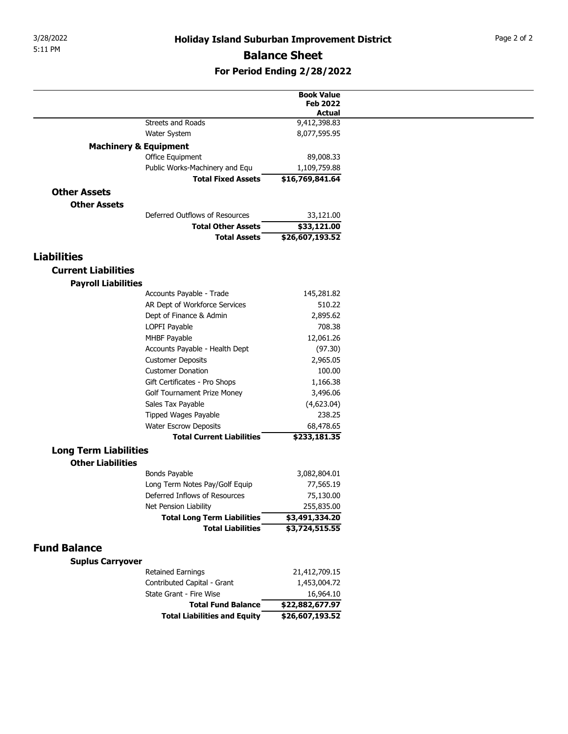# Holiday Island Suburban Improvement District

## Balance Sheet

### For Period Ending 2/28/2022

| | Book Value Feb 2022 Actual |
|---|---:|
| Streets and Roads | 9,412,398.83 |
| Water System | 8,077,595.95 |
| **Machinery & Equipment** | |
| Office Equipment | 89,008.33 |
| Public Works-Machinery and Equ | 1,109,759.88 |
| **Total Fixed Assets** | **$16,769,841.64** |
| **Other Assets** | |
| **Other Assets** | |
| Deferred Outflows of Resources | 33,121.00 |
| **Total Other Assets** | **$33,121.00** |
| **Total Assets** | **$26,607,193.52** |
| **Liabilities** | |
| **Current Liabilities** | |
| **Payroll Liabilities** | |
| Accounts Payable - Trade | 145,281.82 |
| AR Dept of Workforce Services | 510.22 |
| Dept of Finance & Admin | 2,895.62 |
| LOPFI Payable | 708.38 |
| MHBF Payable | 12,061.26 |
| Accounts Payable - Health Dept | (97.30) |
| Customer Deposits | 2,965.05 |
| Customer Donation | 100.00 |
| Gift Certificates - Pro Shops | 1,166.38 |
| Golf Tournament Prize Money | 3,496.06 |
| Sales Tax Payable | (4,623.04) |
| Tipped Wages Payable | 238.25 |
| Water Escrow Deposits | 68,478.65 |
| **Total Current Liabilities** | **$233,181.35** |
| **Long Term Liabilities** | |
| **Other Liabilities** | |
| Bonds Payable | 3,082,804.01 |
| Long Term Notes Pay/Golf Equip | 77,565.19 |
| Deferred Inflows of Resources | 75,130.00 |
| Net Pension Liability | 255,835.00 |
| **Total Long Term Liabilities** | **$3,491,334.20** |
| **Total Liabilities** | **$3,724,515.55** |
| **Fund Balance** | |
| **Suplus Carryover** | |
| Retained Earnings | 21,412,709.15 |
| Contributed Capital - Grant | 1,453,004.72 |
| State Grant - Fire Wise | 16,964.10 |
| **Total Fund Balance** | **$22,882,677.97** |
| **Total Liabilities and Equity** | **$26,607,193.52** |